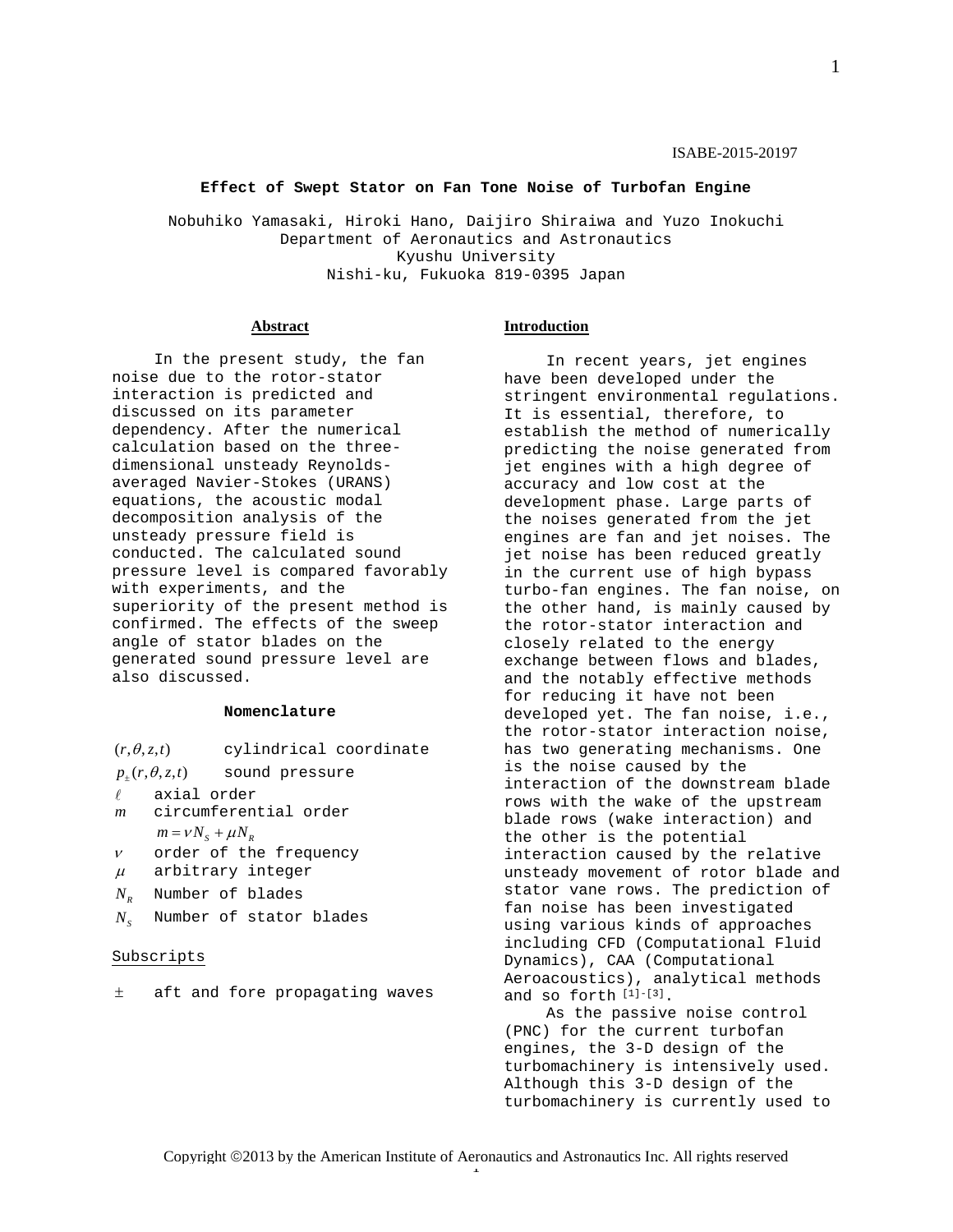ISABE-2015-20197

# Effect of Swept Stator on Fan Tone Noise of Turbofan Engine

Nobuhiko Yamasaki, Hiroki Hano, Daijiro Shiraiwa and Yuzo Inokuchi
Department of Aeronautics and Astronautics
Kyushu University
Nishi-ku, Fukuoka 819-0395 Japan

## Abstract

In the present study, the fan noise due to the rotor-stator interaction is predicted and discussed on its parameter dependency. After the numerical calculation based on the three-dimensional unsteady Reynolds-averaged Navier-Stokes (URANS) equations, the acoustic modal decomposition analysis of the unsteady pressure field is conducted. The calculated sound pressure level is compared favorably with experiments, and the superiority of the present method is confirmed. The effects of the sweep angle of stator blades on the generated sound pressure level are also discussed.

## Nomenclature

| | |
|---|---|
| $(r,\theta,z,t)$ | cylindrical coordinate |
| $p_{\pm}(r,\theta,z,t)$ | sound pressure |
| $\ell$ | axial order |
| $m$ | circumferential order $m = \nu N_S + \mu N_R$ |
| $\nu$ | order of the frequency |
| $\mu$ | arbitrary integer |
| $N_R$ | Number of blades |
| $N_S$ | Number of stator blades |

Subscripts

| | |
|---|---|
| $\pm$ | aft and fore propagating waves |

## Introduction

In recent years, jet engines have been developed under the stringent environmental regulations. It is essential, therefore, to establish the method of numerically predicting the noise generated from jet engines with a high degree of accuracy and low cost at the development phase. Large parts of the noises generated from the jet engines are fan and jet noises. The jet noise has been reduced greatly in the current use of high bypass turbo-fan engines. The fan noise, on the other hand, is mainly caused by the rotor-stator interaction and closely related to the energy exchange between flows and blades, and the notably effective methods for reducing it have not been developed yet. The fan noise, i.e., the rotor-stator interaction noise, has two generating mechanisms. One is the noise caused by the interaction of the downstream blade rows with the wake of the upstream blade rows (wake interaction) and the other is the potential interaction caused by the relative unsteady movement of rotor blade and stator vane rows. The prediction of fan noise has been investigated using various kinds of approaches including CFD (Computational Fluid Dynamics), CAA (Computational Aeroacoustics), analytical methods and so forth [1]-[3].

As the passive noise control (PNC) for the current turbofan engines, the 3-D design of the turbomachinery is intensively used. Although this 3-D design of the turbomachinery is currently used to

Copyright ©2013 by the American Institute of Aeronautics and Astronautics Inc. All rights reserved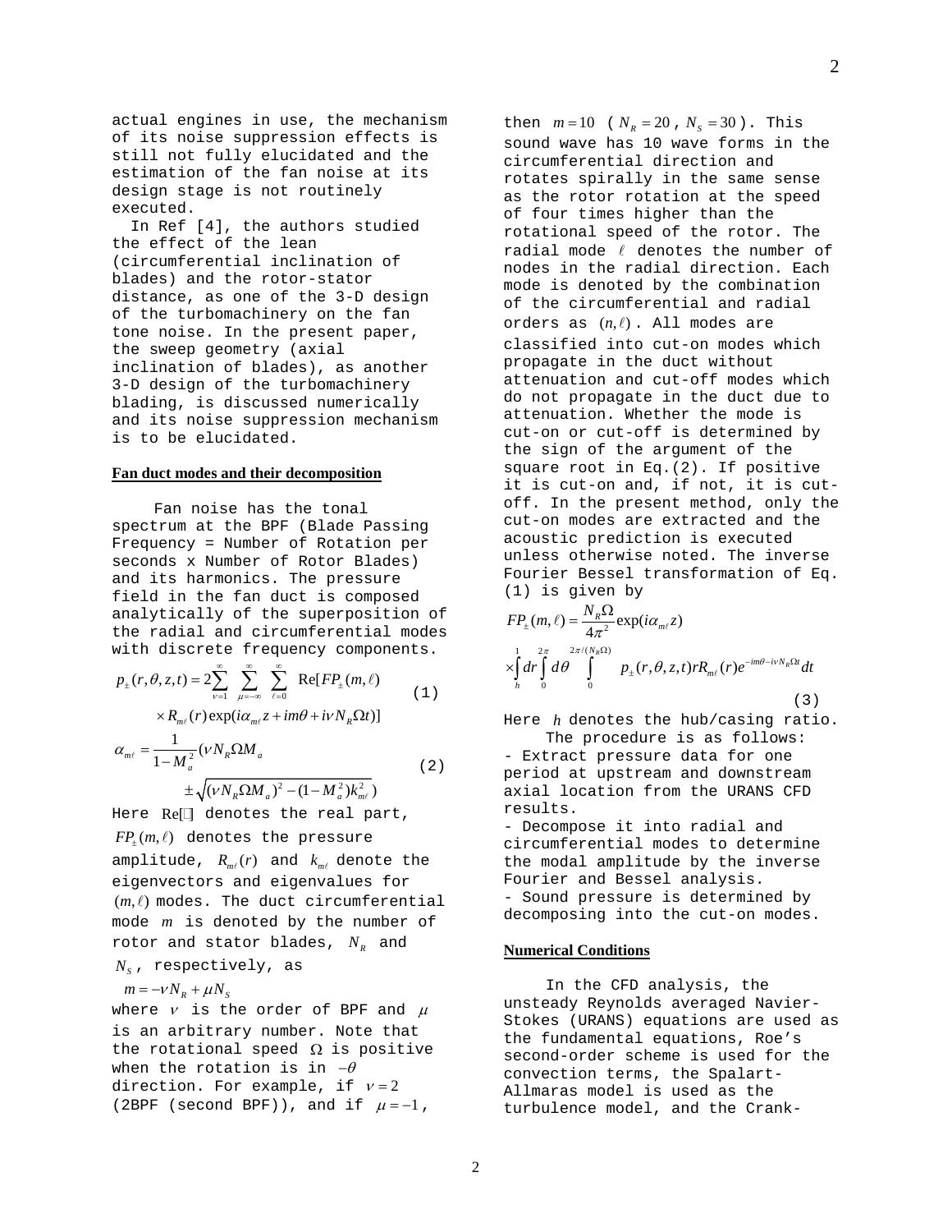actual engines in use, the mechanism of its noise suppression effects is still not fully elucidated and the estimation of the fan noise at its design stage is not routinely executed.

In Ref [4], the authors studied the effect of the lean (circumferential inclination of blades) and the rotor-stator distance, as one of the 3-D design of the turbomachinery on the fan tone noise. In the present paper, the sweep geometry (axial inclination of blades), as another 3-D design of the turbomachinery blading, is discussed numerically and its noise suppression mechanism is to be elucidated.

## Fan duct modes and their decomposition

Fan noise has the tonal spectrum at the BPF (Blade Passing Frequency = Number of Rotation per seconds x Number of Rotor Blades) and its harmonics. The pressure field in the fan duct is composed analytically of the superposition of the radial and circumferential modes with discrete frequency components.

$$p_{\pm}(r,\theta,z,t) = 2\sum_{\nu=1}^{\infty}\sum_{\mu=-\infty}^{\infty}\sum_{\ell=0}^{\infty} \mathrm{Re}[FP_{\pm}(m,\ell) \times R_{m\ell}(r)\exp(i\alpha_{m\ell}z + im\theta + i\nu N_R\Omega t)] \quad (1)$$

$$\alpha_{m\ell} = \frac{1}{1-M_a^2}(\nu N_R \Omega M_a \pm \sqrt{(\nu N_R \Omega M_a)^2 - (1-M_a^2)k_{m\ell}^2}) \quad (2)$$

Here $\mathrm{Re}[\,]$ denotes the real part, $FP_{\pm}(m,\ell)$ denotes the pressure amplitude, $R_{m\ell}(r)$ and $k_{m\ell}$ denote the eigenvectors and eigenvalues for $(m,\ell)$ modes. The duct circumferential mode $m$ is denoted by the number of rotor and stator blades, $N_R$ and $N_S$, respectively, as

$m = -\nu N_R + \mu N_S$

where $\nu$ is the order of BPF and $\mu$ is an arbitrary number. Note that the rotational speed $\Omega$ is positive when the rotation is in $-\theta$ direction. For example, if $\nu = 2$ (2BPF (second BPF)), and if $\mu = -1$, then $m = 10$ ($N_R = 20$, $N_S = 30$). This sound wave has 10 wave forms in the circumferential direction and rotates spirally in the same sense as the rotor rotation at the speed of four times higher than the rotational speed of the rotor. The radial mode $\ell$ denotes the number of nodes in the radial direction. Each mode is denoted by the combination of the circumferential and radial orders as $(n,\ell)$. All modes are classified into cut-on modes which propagate in the duct without attenuation and cut-off modes which do not propagate in the duct due to attenuation. Whether the mode is cut-on or cut-off is determined by the sign of the argument of the square root in Eq.(2). If positive it is cut-on and, if not, it is cut-off. In the present method, only the cut-on modes are extracted and the acoustic prediction is executed unless otherwise noted. The inverse Fourier Bessel transformation of Eq. (1) is given by

$$FP_{\pm}(m,\ell) = \frac{N_R\Omega}{4\pi^2}\exp(i\alpha_{m\ell}z) \times \int_h^1 dr \int_0^{2\pi} d\theta \int_0^{2\pi/(N_R\Omega)} p_{\pm}(r,\theta,z,t) r R_{m\ell}(r) e^{-im\theta - i\nu N_R \Omega t} dt \quad (3)$$

Here $h$ denotes the hub/casing ratio.

The procedure is as follows:

- Extract pressure data for one period at upstream and downstream axial location from the URANS CFD results.
- Decompose it into radial and circumferential modes to determine the modal amplitude by the inverse Fourier and Bessel analysis.
- Sound pressure is determined by decomposing into the cut-on modes.

## Numerical Conditions

In the CFD analysis, the unsteady Reynolds averaged Navier-Stokes (URANS) equations are used as the fundamental equations, Roe's second-order scheme is used for the convection terms, the Spalart-Allmaras model is used as the turbulence model, and the Crank-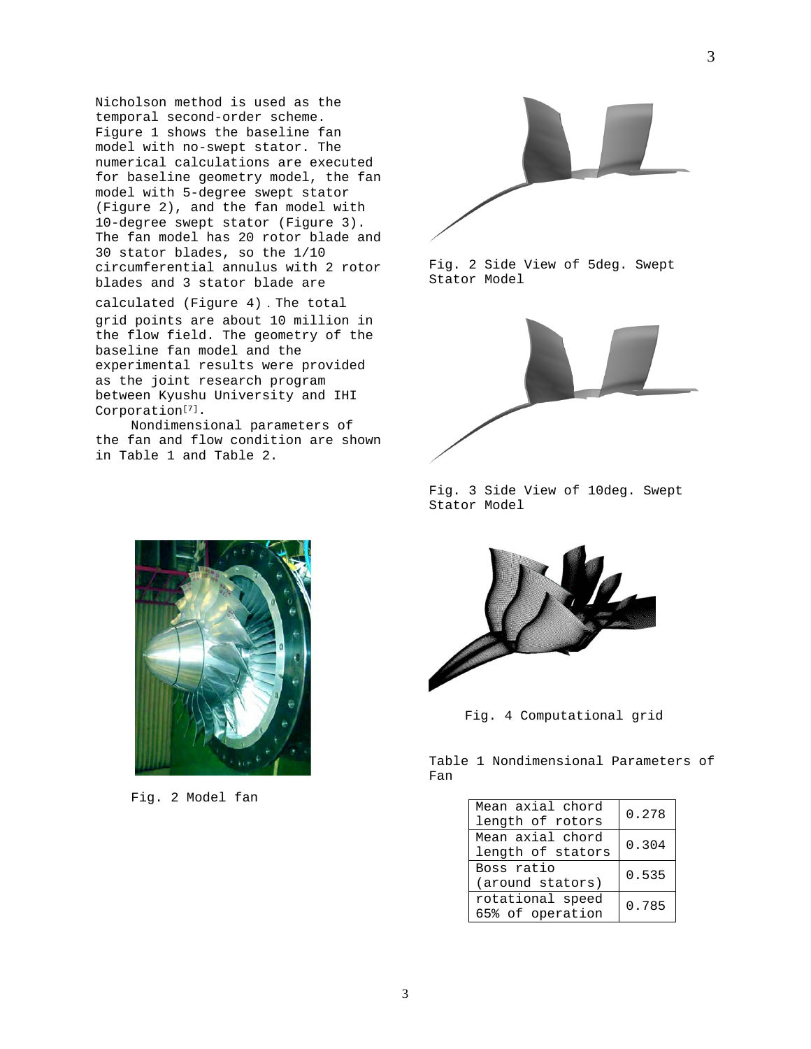Nicholson method is used as the temporal second-order scheme. Figure 1 shows the baseline fan model with no-swept stator. The numerical calculations are executed for baseline geometry model, the fan model with 5-degree swept stator (Figure 2), and the fan model with 10-degree swept stator (Figure 3). The fan model has 20 rotor blade and 30 stator blades, so the 1/10 circumferential annulus with 2 rotor blades and 3 stator blade are calculated (Figure 4). The total grid points are about 10 million in the flow field. The geometry of the baseline fan model and the experimental results were provided as the joint research program between Kyushu University and IHI Corporation[7].

Nondimensional parameters of the fan and flow condition are shown in Table 1 and Table 2.

Fig. 2 Model fan

Fig. 2 Side View of 5deg. Swept Stator Model

Fig. 3 Side View of 10deg. Swept Stator Model

Fig. 4 Computational grid

Table 1 Nondimensional Parameters of Fan

| | |
|---|---|
| Mean axial chord length of rotors | 0.278 |
| Mean axial chord length of stators | 0.304 |
| Boss ratio (around stators) | 0.535 |
| rotational speed 65% of operation | 0.785 |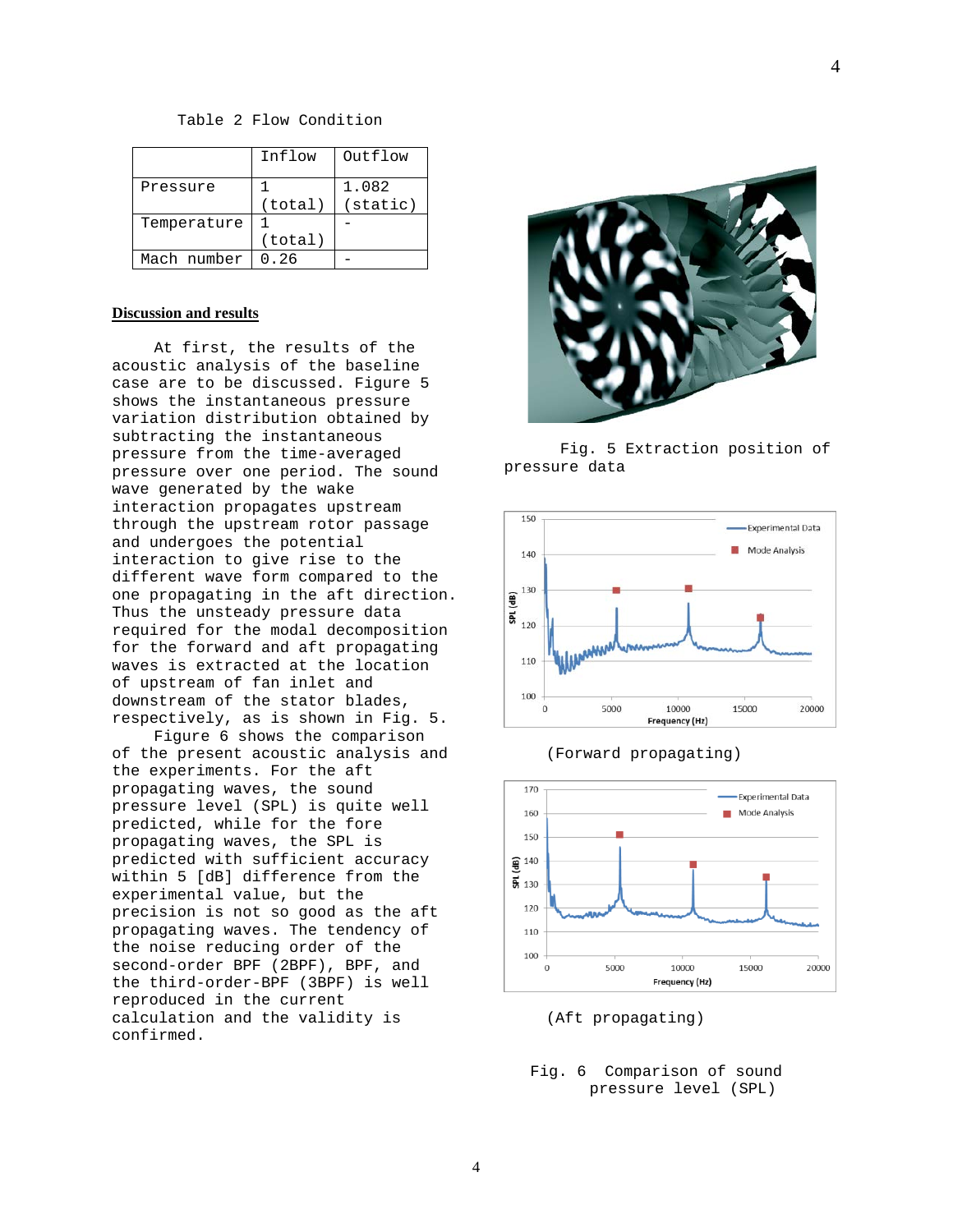Table 2 Flow Condition

| | Inflow | Outflow |
|---|---|---|
| Pressure | 1 (total) | 1.082 (static) |
| Temperature | 1 (total) | - |
| Mach number | 0.26 | - |

## Discussion and results

At first, the results of the acoustic analysis of the baseline case are to be discussed. Figure 5 shows the instantaneous pressure variation distribution obtained by subtracting the instantaneous pressure from the time-averaged pressure over one period. The sound wave generated by the wake interaction propagates upstream through the upstream rotor passage and undergoes the potential interaction to give rise to the different wave form compared to the one propagating in the aft direction. Thus the unsteady pressure data required for the modal decomposition for the forward and aft propagating waves is extracted at the location of upstream of fan inlet and downstream of the stator blades, respectively, as is shown in Fig. 5.

Figure 6 shows the comparison of the present acoustic analysis and the experiments. For the aft propagating waves, the sound pressure level (SPL) is quite well predicted, while for the fore propagating waves, the SPL is predicted with sufficient accuracy within 5 [dB] difference from the experimental value, but the precision is not so good as the aft propagating waves. The tendency of the noise reducing order of the second-order BPF (2BPF), BPF, and the third-order-BPF (3BPF) is well reproduced in the current calculation and the validity is confirmed.

Fig. 5 Extraction position of pressure data

(Forward propagating)

(Aft propagating)

Fig. 6 Comparison of sound pressure level (SPL)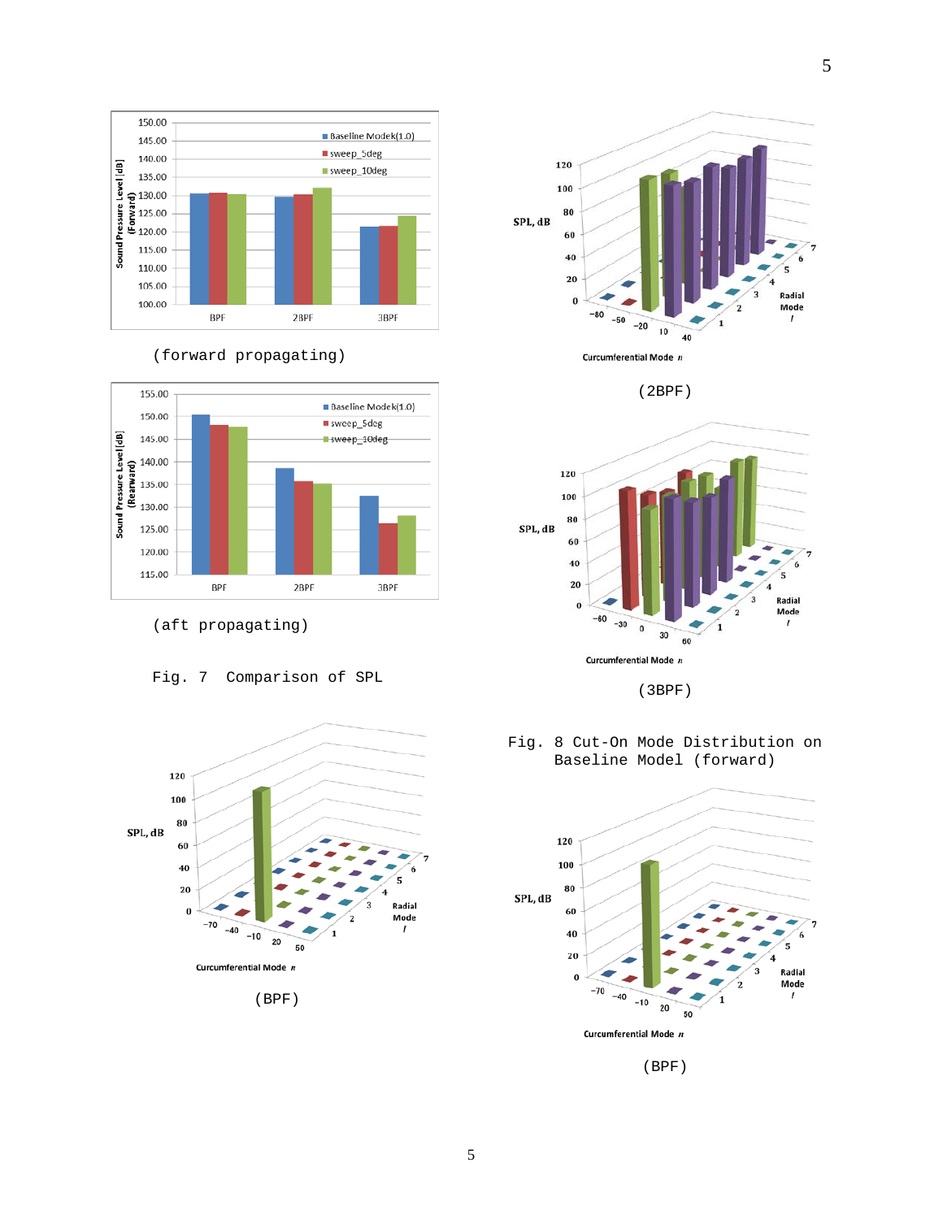(forward propagating)

(aft propagating)

Fig. 7 Comparison of SPL

(2BPF)

(3BPF)

Fig. 8 Cut-On Mode Distribution on Baseline Model (forward)

(BPF)

(BPF)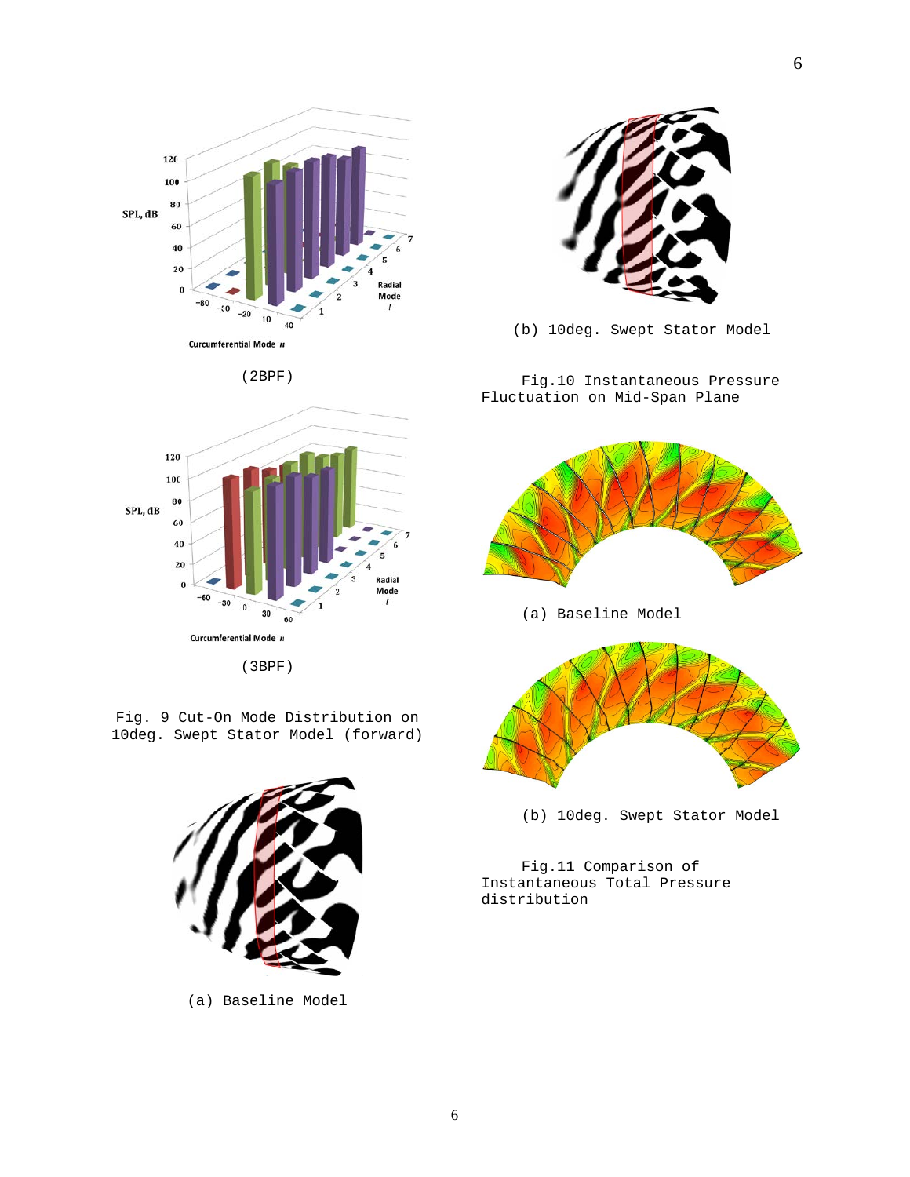(2BPF)

(3BPF)

Fig. 9 Cut-On Mode Distribution on 10deg. Swept Stator Model (forward)

(a) Baseline Model

(b) 10deg. Swept Stator Model

Fig.10 Instantaneous Pressure Fluctuation on Mid-Span Plane

(a) Baseline Model

(b) 10deg. Swept Stator Model

Fig.11 Comparison of Instantaneous Total Pressure distribution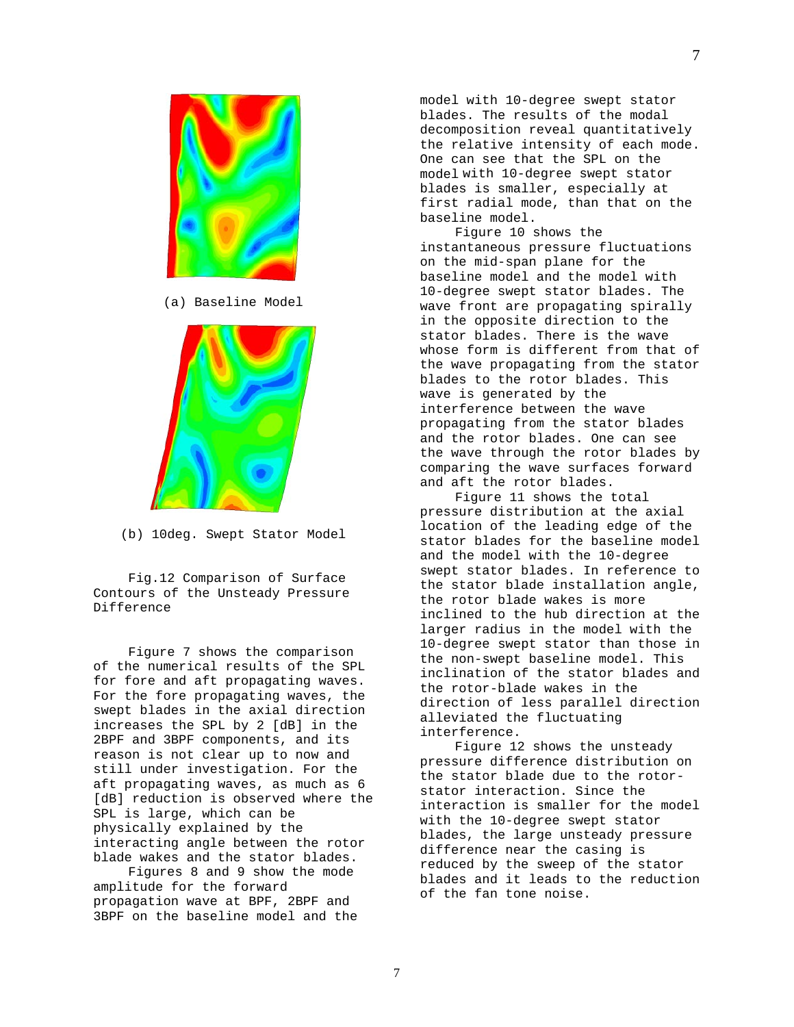(a) Baseline Model

(b) 10deg. Swept Stator Model

Fig.12 Comparison of Surface Contours of the Unsteady Pressure Difference

Figure 7 shows the comparison of the numerical results of the SPL for fore and aft propagating waves. For the fore propagating waves, the swept blades in the axial direction increases the SPL by 2 [dB] in the 2BPF and 3BPF components, and its reason is not clear up to now and still under investigation. For the aft propagating waves, as much as 6 [dB] reduction is observed where the SPL is large, which can be physically explained by the interacting angle between the rotor blade wakes and the stator blades.

Figures 8 and 9 show the mode amplitude for the forward propagation wave at BPF, 2BPF and 3BPF on the baseline model and the model with 10-degree swept stator blades. The results of the modal decomposition reveal quantitatively the relative intensity of each mode. One can see that the SPL on the model with 10-degree swept stator blades is smaller, especially at first radial mode, than that on the baseline model.

Figure 10 shows the instantaneous pressure fluctuations on the mid-span plane for the baseline model and the model with 10-degree swept stator blades. The wave front are propagating spirally in the opposite direction to the stator blades. There is the wave whose form is different from that of the wave propagating from the stator blades to the rotor blades. This wave is generated by the interference between the wave propagating from the stator blades and the rotor blades. One can see the wave through the rotor blades by comparing the wave surfaces forward and aft the rotor blades.

Figure 11 shows the total pressure distribution at the axial location of the leading edge of the stator blades for the baseline model and the model with the 10-degree swept stator blades. In reference to the stator blade installation angle, the rotor blade wakes is more inclined to the hub direction at the larger radius in the model with the 10-degree swept stator than those in the non-swept baseline model. This inclination of the stator blades and the rotor-blade wakes in the direction of less parallel direction alleviated the fluctuating interference.

Figure 12 shows the unsteady pressure difference distribution on the stator blade due to the rotor-stator interaction. Since the interaction is smaller for the model with the 10-degree swept stator blades, the large unsteady pressure difference near the casing is reduced by the sweep of the stator blades and it leads to the reduction of the fan tone noise.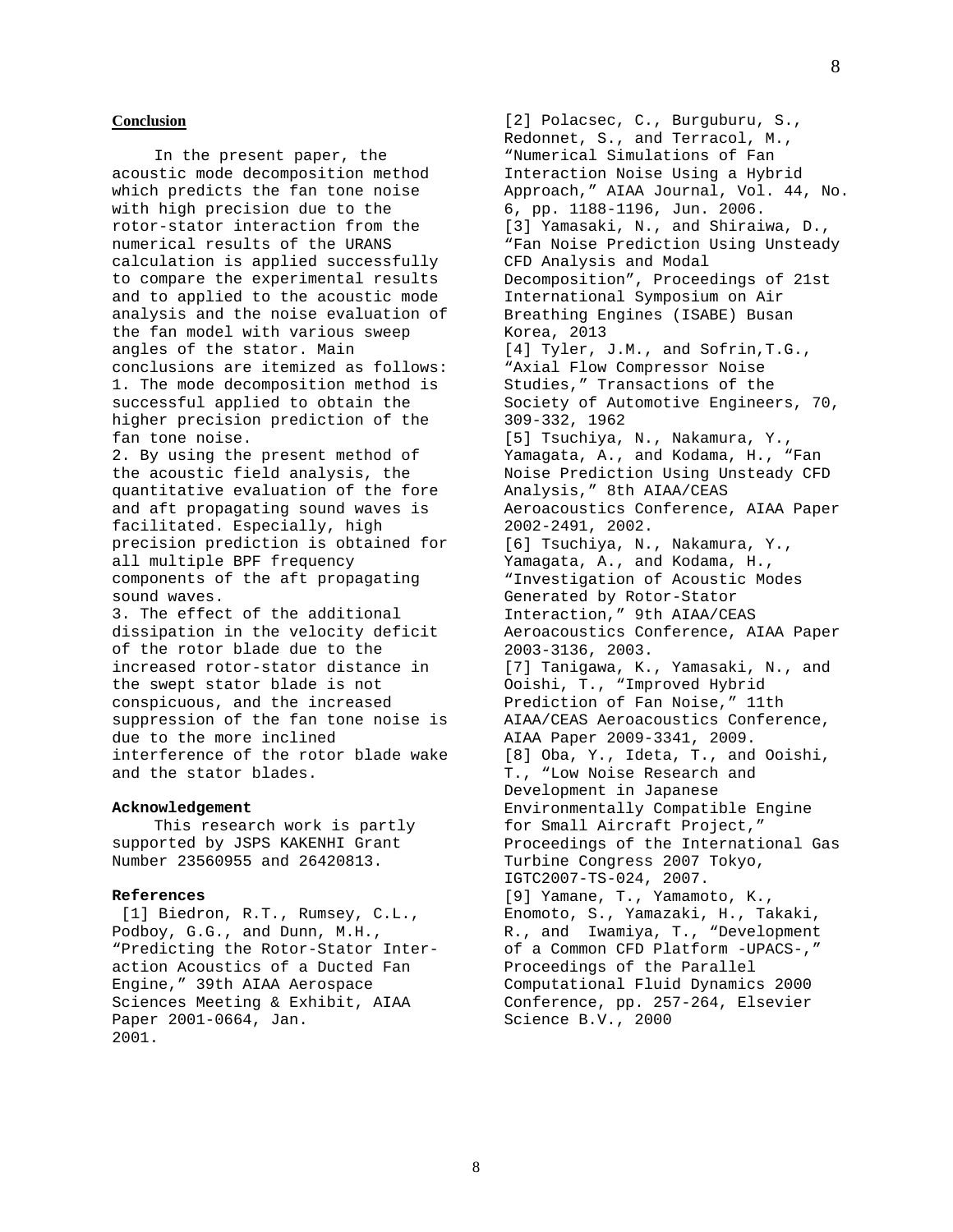## Conclusion

In the present paper, the acoustic mode decomposition method which predicts the fan tone noise with high precision due to the rotor-stator interaction from the numerical results of the URANS calculation is applied successfully to compare the experimental results and to applied to the acoustic mode analysis and the noise evaluation of the fan model with various sweep angles of the stator. Main conclusions are itemized as follows:

1. The mode decomposition method is successful applied to obtain the higher precision prediction of the fan tone noise.
2. By using the present method of the acoustic field analysis, the quantitative evaluation of the fore and aft propagating sound waves is facilitated. Especially, high precision prediction is obtained for all multiple BPF frequency components of the aft propagating sound waves.
3. The effect of the additional dissipation in the velocity deficit of the rotor blade due to the increased rotor-stator distance in the swept stator blade is not conspicuous, and the increased suppression of the fan tone noise is due to the more inclined interference of the rotor blade wake and the stator blades.

## Acknowledgement

This research work is partly supported by JSPS KAKENHI Grant Number 23560955 and 26420813.

## References

[1] Biedron, R.T., Rumsey, C.L., Podboy, G.G., and Dunn, M.H., "Predicting the Rotor-Stator Interaction Acoustics of a Ducted Fan Engine," 39th AIAA Aerospace Sciences Meeting & Exhibit, AIAA Paper 2001-0664, Jan. 2001.

[2] Polacsec, C., Burguburu, S., Redonnet, S., and Terracol, M., "Numerical Simulations of Fan Interaction Noise Using a Hybrid Approach," AIAA Journal, Vol. 44, No. 6, pp. 1188-1196, Jun. 2006.

[3] Yamasaki, N., and Shiraiwa, D., "Fan Noise Prediction Using Unsteady CFD Analysis and Modal Decomposition", Proceedings of 21st International Symposium on Air Breathing Engines (ISABE) Busan Korea, 2013

[4] Tyler, J.M., and Sofrin,T.G., "Axial Flow Compressor Noise Studies," Transactions of the Society of Automotive Engineers, 70, 309-332, 1962

[5] Tsuchiya, N., Nakamura, Y., Yamagata, A., and Kodama, H., "Fan Noise Prediction Using Unsteady CFD Analysis," 8th AIAA/CEAS Aeroacoustics Conference, AIAA Paper 2002-2491, 2002.

[6] Tsuchiya, N., Nakamura, Y., Yamagata, A., and Kodama, H., "Investigation of Acoustic Modes Generated by Rotor-Stator Interaction," 9th AIAA/CEAS Aeroacoustics Conference, AIAA Paper 2003-3136, 2003.

[7] Tanigawa, K., Yamasaki, N., and Ooishi, T., "Improved Hybrid Prediction of Fan Noise," 11th AIAA/CEAS Aeroacoustics Conference, AIAA Paper 2009-3341, 2009.

[8] Oba, Y., Ideta, T., and Ooishi, T., "Low Noise Research and Development in Japanese Environmentally Compatible Engine for Small Aircraft Project," Proceedings of the International Gas Turbine Congress 2007 Tokyo, IGTC2007-TS-024, 2007.

[9] Yamane, T., Yamamoto, K., Enomoto, S., Yamazaki, H., Takaki, R., and Iwamiya, T., "Development of a Common CFD Platform -UPACS-," Proceedings of the Parallel Computational Fluid Dynamics 2000 Conference, pp. 257-264, Elsevier Science B.V., 2000